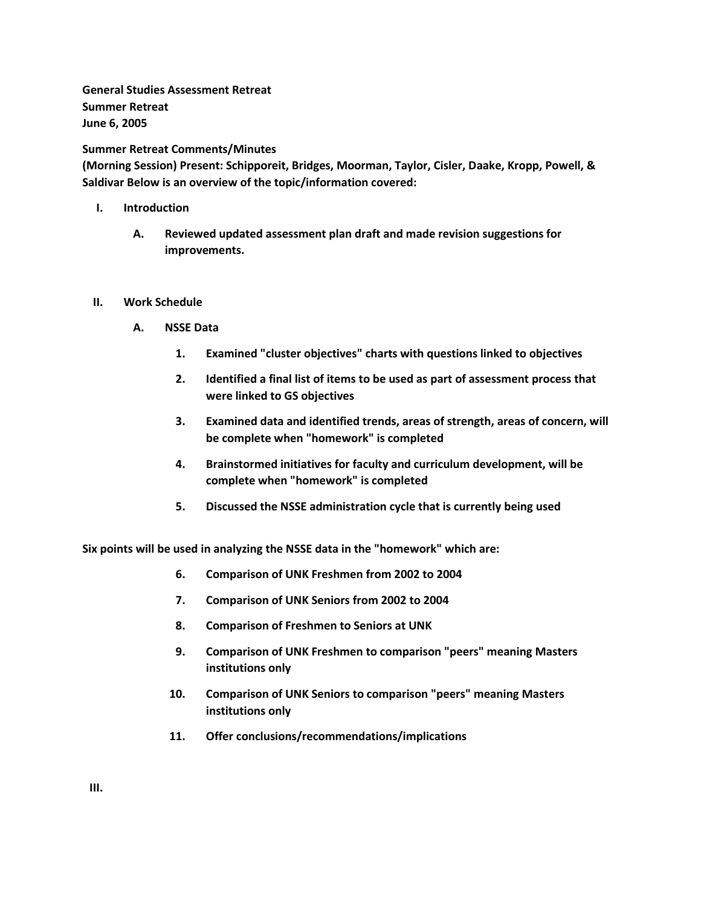**General Studies Assessment Retreat**
**Summer Retreat**
**June 6, 2005**

**Summer Retreat Comments/Minutes**
**(Morning Session) Present: Schipporeit, Bridges, Moorman, Taylor, Cisler, Daake, Kropp, Powell, & Saldivar Below is an overview of the topic/information covered:**

I. **Introduction**

   A. **Reviewed updated assessment plan draft and made revision suggestions for improvements.**

II. **Work Schedule**

   A. **NSSE Data**

      1. **Examined "cluster objectives" charts with questions linked to objectives**
      2. **Identified a final list of items to be used as part of assessment process that were linked to GS objectives**
      3. **Examined data and identified trends, areas of strength, areas of concern, will be complete when "homework" is completed**
      4. **Brainstormed initiatives for faculty and curriculum development, will be complete when "homework" is completed**
      5. **Discussed the NSSE administration cycle that is currently being used**

**Six points will be used in analyzing the NSSE data in the "homework" which are:**

6. **Comparison of UNK Freshmen from 2002 to 2004**
7. **Comparison of UNK Seniors from 2002 to 2004**
8. **Comparison of Freshmen to Seniors at UNK**
9. **Comparison of UNK Freshmen to comparison "peers" meaning Masters institutions only**
10. **Comparison of UNK Seniors to comparison "peers" meaning Masters institutions only**
11. **Offer conclusions/recommendations/implications**

III.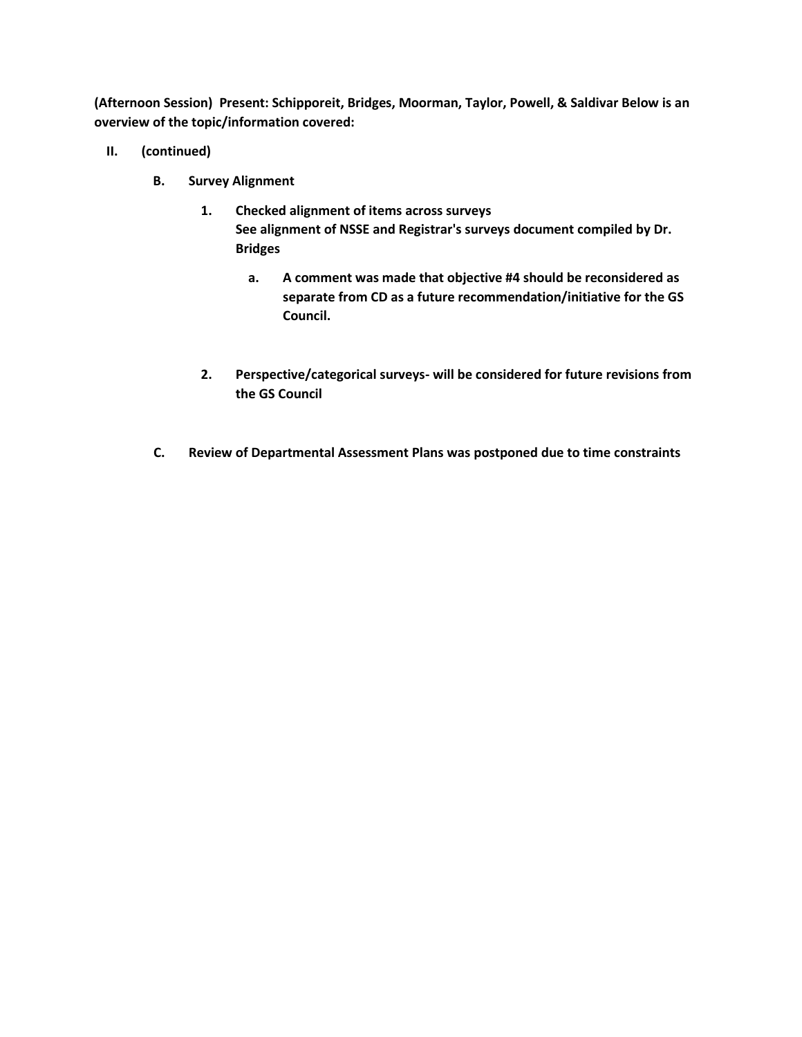**(Afternoon Session) Present: Schipporeit, Bridges, Moorman, Taylor, Powell, & Saldivar Below is an overview of the topic/information covered:**

**II. (continued)**

**B. Survey Alignment**

**1. Checked alignment of items across surveys**
**See alignment of NSSE and Registrar's surveys document compiled by Dr. Bridges**

**a. A comment was made that objective #4 should be reconsidered as separate from CD as a future recommendation/initiative for the GS Council.**

**2. Perspective/categorical surveys- will be considered for future revisions from the GS Council**

**C. Review of Departmental Assessment Plans was postponed due to time constraints**